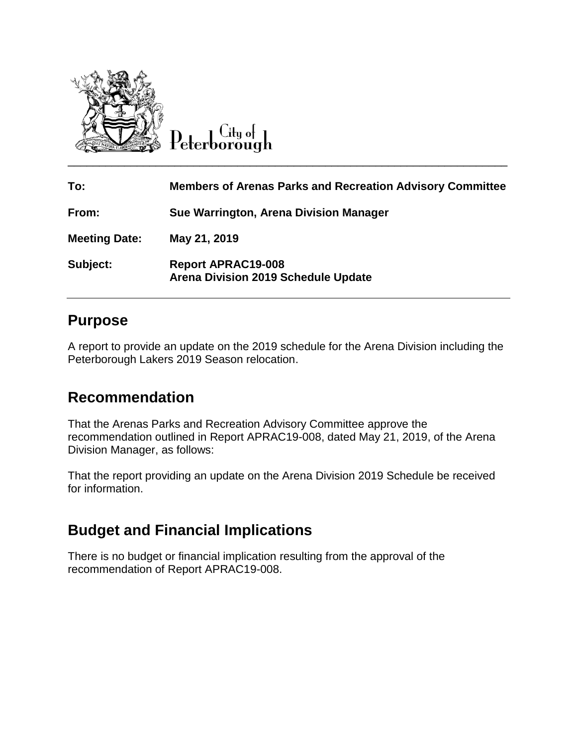City of Peterborough

| | |
|---|---|
| **To:** | **Members of Arenas Parks and Recreation Advisory Committee** |
| **From:** | **Sue Warrington, Arena Division Manager** |
| **Meeting Date:** | **May 21, 2019** |
| **Subject:** | **Report APRAC19-008**<br>**Arena Division 2019 Schedule Update** |

## Purpose

A report to provide an update on the 2019 schedule for the Arena Division including the Peterborough Lakers 2019 Season relocation.

## Recommendation

That the Arenas Parks and Recreation Advisory Committee approve the recommendation outlined in Report APRAC19-008, dated May 21, 2019, of the Arena Division Manager, as follows:

That the report providing an update on the Arena Division 2019 Schedule be received for information.

## Budget and Financial Implications

There is no budget or financial implication resulting from the approval of the recommendation of Report APRAC19-008.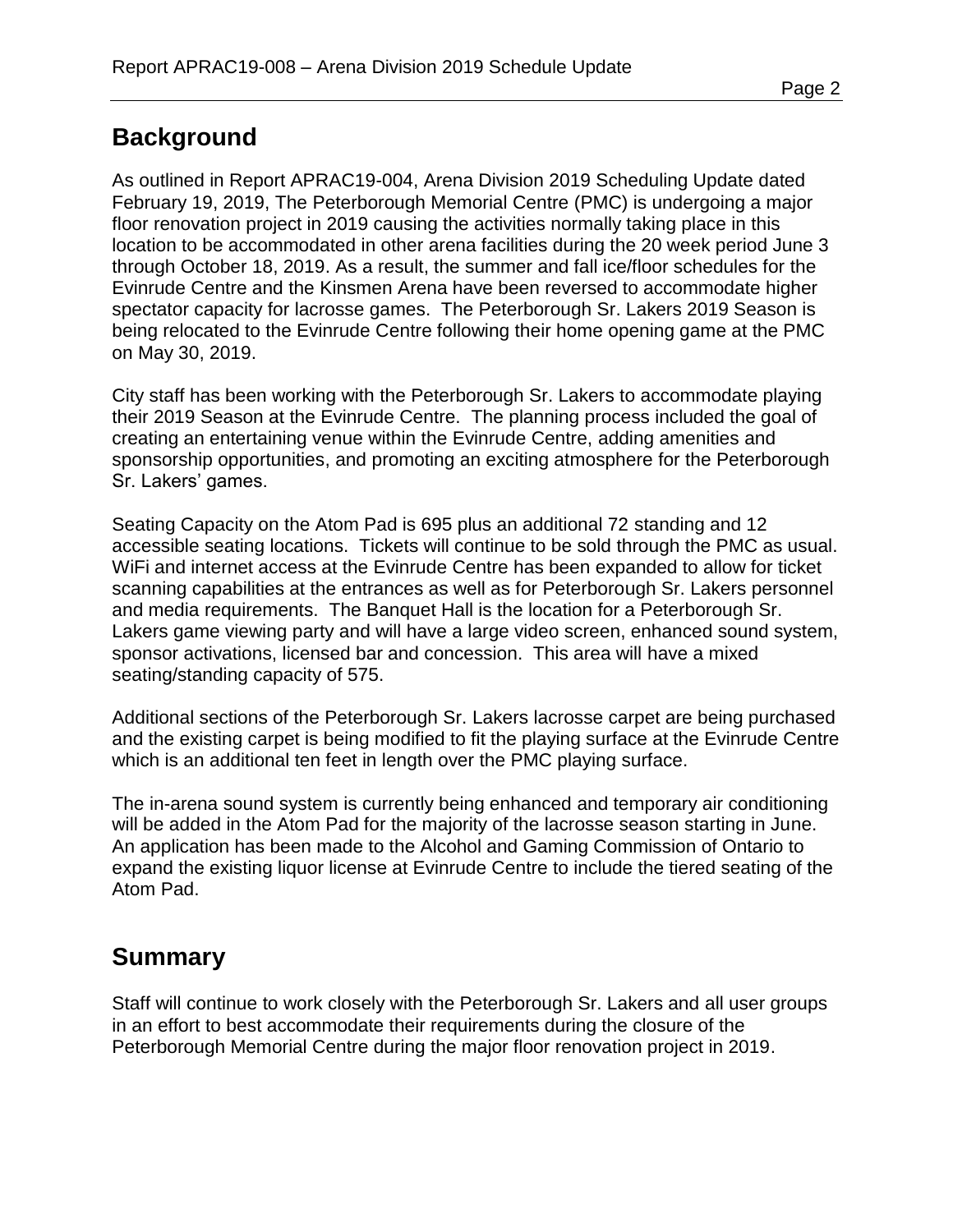## Background

As outlined in Report APRAC19-004, Arena Division 2019 Scheduling Update dated February 19, 2019, The Peterborough Memorial Centre (PMC) is undergoing a major floor renovation project in 2019 causing the activities normally taking place in this location to be accommodated in other arena facilities during the 20 week period June 3 through October 18, 2019. As a result, the summer and fall ice/floor schedules for the Evinrude Centre and the Kinsmen Arena have been reversed to accommodate higher spectator capacity for lacrosse games. The Peterborough Sr. Lakers 2019 Season is being relocated to the Evinrude Centre following their home opening game at the PMC on May 30, 2019.

City staff has been working with the Peterborough Sr. Lakers to accommodate playing their 2019 Season at the Evinrude Centre. The planning process included the goal of creating an entertaining venue within the Evinrude Centre, adding amenities and sponsorship opportunities, and promoting an exciting atmosphere for the Peterborough Sr. Lakers' games.

Seating Capacity on the Atom Pad is 695 plus an additional 72 standing and 12 accessible seating locations. Tickets will continue to be sold through the PMC as usual. WiFi and internet access at the Evinrude Centre has been expanded to allow for ticket scanning capabilities at the entrances as well as for Peterborough Sr. Lakers personnel and media requirements. The Banquet Hall is the location for a Peterborough Sr. Lakers game viewing party and will have a large video screen, enhanced sound system, sponsor activations, licensed bar and concession. This area will have a mixed seating/standing capacity of 575.

Additional sections of the Peterborough Sr. Lakers lacrosse carpet are being purchased and the existing carpet is being modified to fit the playing surface at the Evinrude Centre which is an additional ten feet in length over the PMC playing surface.

The in-arena sound system is currently being enhanced and temporary air conditioning will be added in the Atom Pad for the majority of the lacrosse season starting in June. An application has been made to the Alcohol and Gaming Commission of Ontario to expand the existing liquor license at Evinrude Centre to include the tiered seating of the Atom Pad.

## Summary

Staff will continue to work closely with the Peterborough Sr. Lakers and all user groups in an effort to best accommodate their requirements during the closure of the Peterborough Memorial Centre during the major floor renovation project in 2019.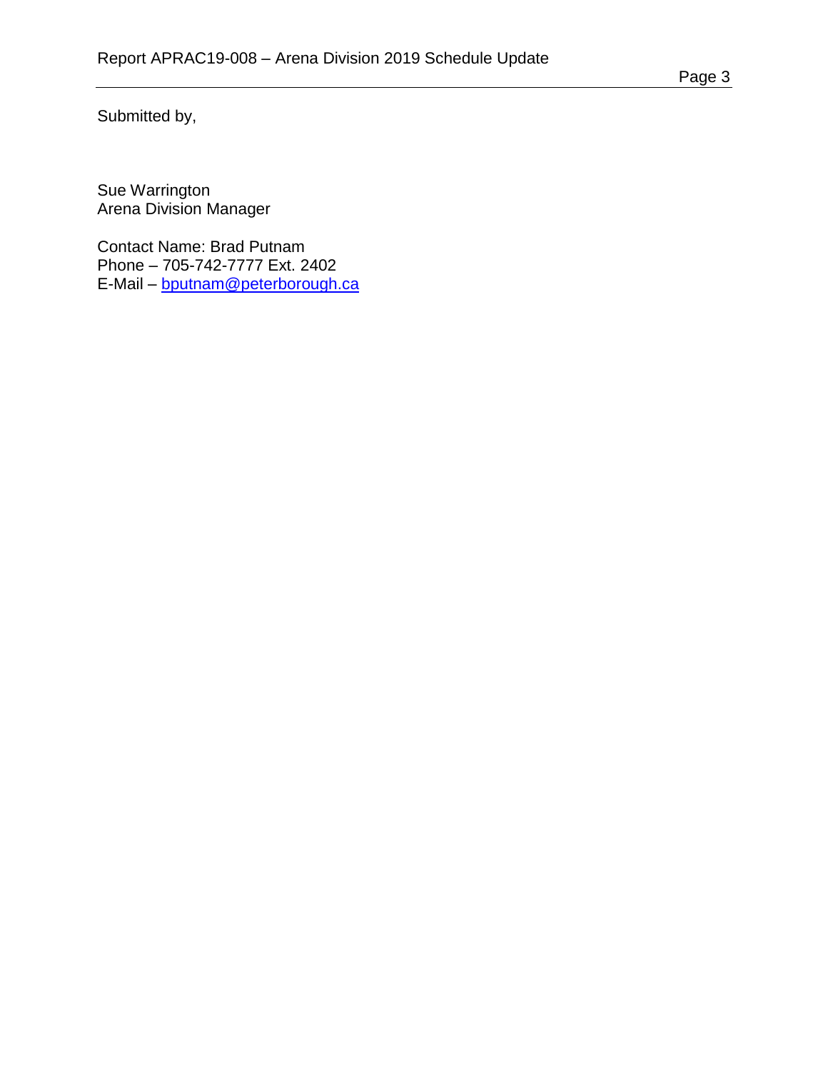Submitted by,

Sue Warrington
Arena Division Manager

Contact Name: Brad Putnam
Phone – 705-742-7777 Ext. 2402
E-Mail – bputnam@peterborough.ca